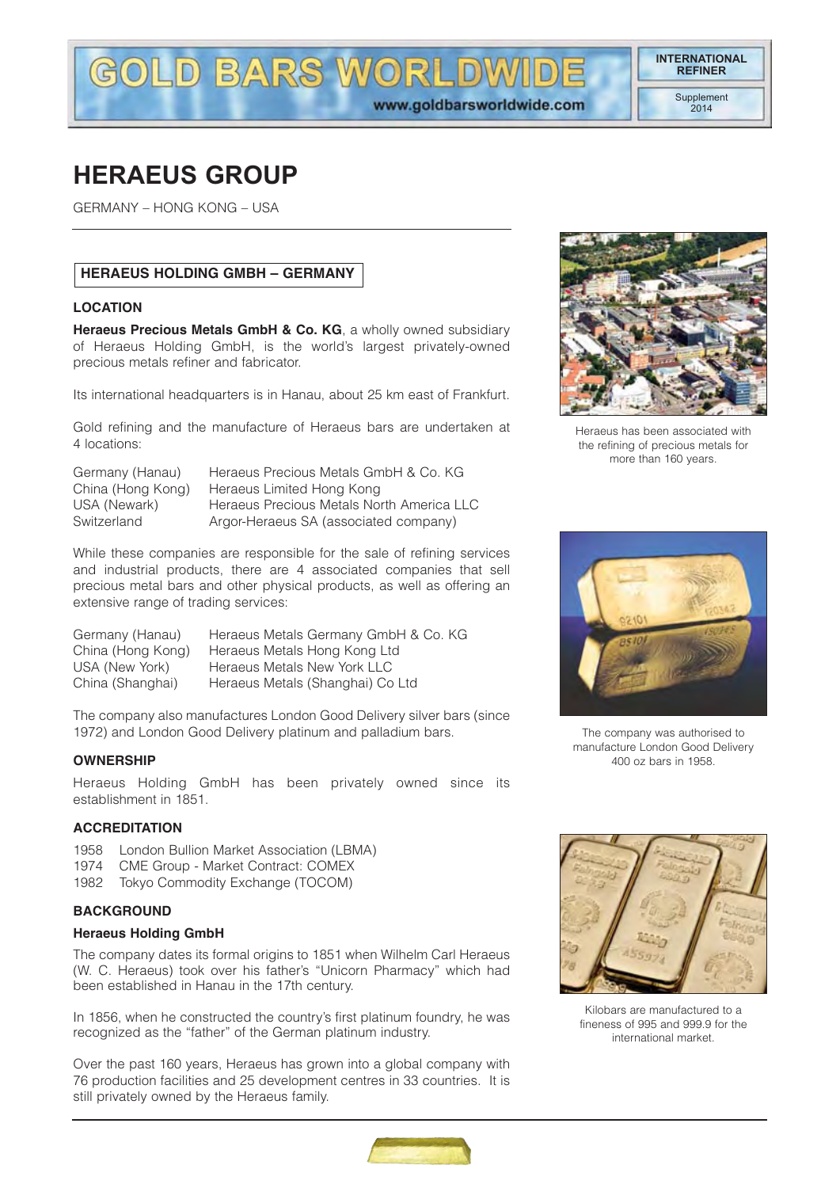# HERAEUS GROUP

GERMANY – HONG KONG – USA

## HERAEUS HOLDING GMBH – GERMANY

### LOCATION

**Heraeus Precious Metals GmbH & Co. KG**, a wholly owned subsidiary of Heraeus Holding GmbH, is the world's largest privately-owned precious metals refiner and fabricator.

Its international headquarters is in Hanau, about 25 km east of Frankfurt.

Gold refining and the manufacture of Heraeus bars are undertaken at 4 locations:

| | |
|---|---|
| Germany (Hanau) | Heraeus Precious Metals GmbH & Co. KG |
| China (Hong Kong) | Heraeus Limited Hong Kong |
| USA (Newark) | Heraeus Precious Metals North America LLC |
| Switzerland | Argor-Heraeus SA (associated company) |

While these companies are responsible for the sale of refining services and industrial products, there are 4 associated companies that sell precious metal bars and other physical products, as well as offering an extensive range of trading services:

| | |
|---|---|
| Germany (Hanau) | Heraeus Metals Germany GmbH & Co. KG |
| China (Hong Kong) | Heraeus Metals Hong Kong Ltd |
| USA (New York) | Heraeus Metals New York LLC |
| China (Shanghai) | Heraeus Metals (Shanghai) Co Ltd |

The company also manufactures London Good Delivery silver bars (since 1972) and London Good Delivery platinum and palladium bars.

### OWNERSHIP

Heraeus Holding GmbH has been privately owned since its establishment in 1851.

### ACCREDITATION

1958 London Bullion Market Association (LBMA)
1974 CME Group - Market Contract: COMEX
1982 Tokyo Commodity Exchange (TOCOM)

### BACKGROUND

#### Heraeus Holding GmbH

The company dates its formal origins to 1851 when Wilhelm Carl Heraeus (W. C. Heraeus) took over his father's "Unicorn Pharmacy" which had been established in Hanau in the 17th century.

In 1856, when he constructed the country's first platinum foundry, he was recognized as the "father" of the German platinum industry.

Over the past 160 years, Heraeus has grown into a global company with 76 production facilities and 25 development centres in 33 countries. It is still privately owned by the Heraeus family.

Heraeus has been associated with the refining of precious metals for more than 160 years.

The company was authorised to manufacture London Good Delivery 400 oz bars in 1958.

Kilobars are manufactured to a fineness of 995 and 999.9 for the international market.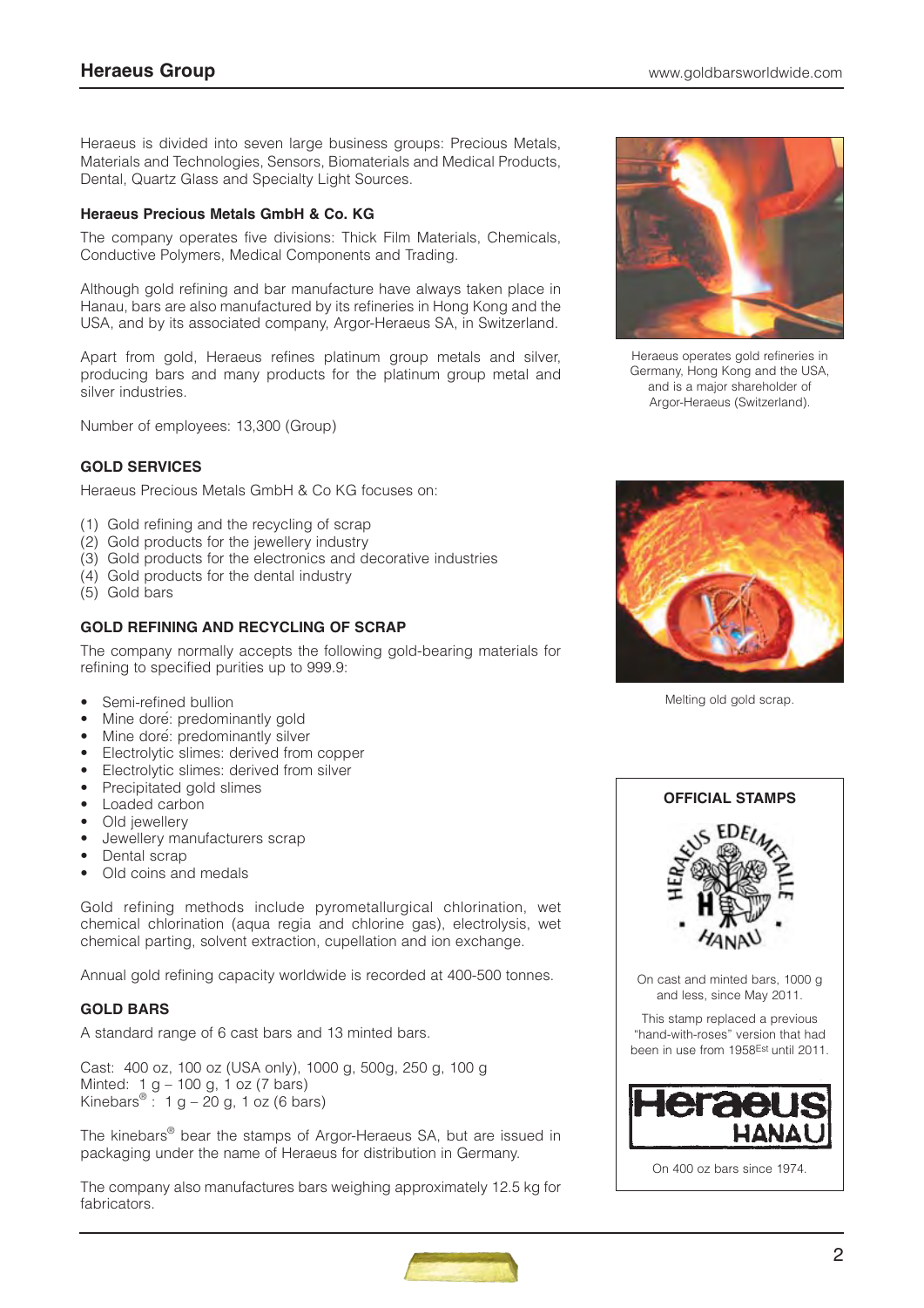Heraeus is divided into seven large business groups: Precious Metals, Materials and Technologies, Sensors, Biomaterials and Medical Products, Dental, Quartz Glass and Specialty Light Sources.

**Heraeus Precious Metals GmbH & Co. KG**

The company operates five divisions: Thick Film Materials, Chemicals, Conductive Polymers, Medical Components and Trading.

Although gold refining and bar manufacture have always taken place in Hanau, bars are also manufactured by its refineries in Hong Kong and the USA, and by its associated company, Argor-Heraeus SA, in Switzerland.

Apart from gold, Heraeus refines platinum group metals and silver, producing bars and many products for the platinum group metal and silver industries.

Number of employees: 13,300 (Group)

Heraeus operates gold refineries in Germany, Hong Kong and the USA, and is a major shareholder of Argor-Heraeus (Switzerland).

## GOLD SERVICES

Heraeus Precious Metals GmbH & Co KG focuses on:

(1) Gold refining and the recycling of scrap
(2) Gold products for the jewellery industry
(3) Gold products for the electronics and decorative industries
(4) Gold products for the dental industry
(5) Gold bars

Melting old gold scrap.

## GOLD REFINING AND RECYCLING OF SCRAP

The company normally accepts the following gold-bearing materials for refining to specified purities up to 999.9:

- Semi-refined bullion
- Mine doré: predominantly gold
- Mine doré: predominantly silver
- Electrolytic slimes: derived from copper
- Electrolytic slimes: derived from silver
- Precipitated gold slimes
- Loaded carbon
- Old jewellery
- Jewellery manufacturers scrap
- Dental scrap
- Old coins and medals

Gold refining methods include pyrometallurgical chlorination, wet chemical chlorination (aqua regia and chlorine gas), electrolysis, wet chemical parting, solvent extraction, cupellation and ion exchange.

Annual gold refining capacity worldwide is recorded at 400-500 tonnes.

## GOLD BARS

A standard range of 6 cast bars and 13 minted bars.

Cast: 400 oz, 100 oz (USA only), 1000 g, 500g, 250 g, 100 g
Minted: 1 g – 100 g, 1 oz (7 bars)
Kinebars®: 1 g – 20 g, 1 oz (6 bars)

The kinebars® bear the stamps of Argor-Heraeus SA, but are issued in packaging under the name of Heraeus for distribution in Germany.

The company also manufactures bars weighing approximately 12.5 kg for fabricators.

**OFFICIAL STAMPS**

On cast and minted bars, 1000 g and less, since May 2011.

This stamp replaced a previous "hand-with-roses" version that had been in use from 1958Est until 2011.

On 400 oz bars since 1974.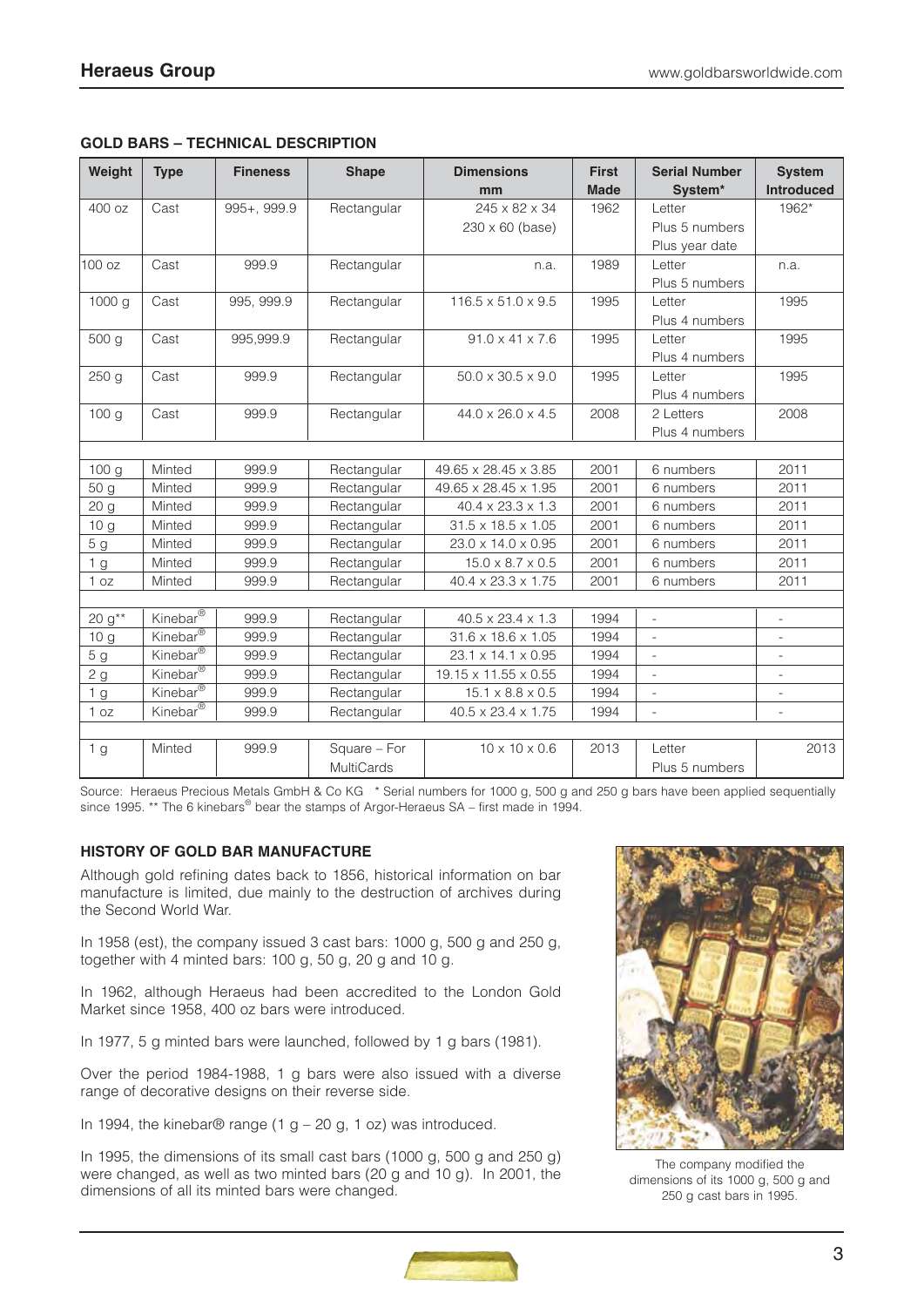## GOLD BARS – TECHNICAL DESCRIPTION

| Weight | Type | Fineness | Shape | Dimensions mm | First Made | Serial Number System* | System Introduced |
|---|---|---|---|---|---|---|---|
| 400 oz | Cast | 995+, 999.9 | Rectangular | 245 x 82 x 34<br>230 x 60 (base) | 1962 | Letter<br>Plus 5 numbers<br>Plus year date | 1962* |
| 100 oz | Cast | 999.9 | Rectangular | n.a. | 1989 | Letter<br>Plus 5 numbers | n.a. |
| 1000 g | Cast | 995, 999.9 | Rectangular | 116.5 x 51.0 x 9.5 | 1995 | Letter<br>Plus 4 numbers | 1995 |
| 500 g | Cast | 995,999.9 | Rectangular | 91.0 x 41 x 7.6 | 1995 | Letter<br>Plus 4 numbers | 1995 |
| 250 g | Cast | 999.9 | Rectangular | 50.0 x 30.5 x 9.0 | 1995 | Letter<br>Plus 4 numbers | 1995 |
| 100 g | Cast | 999.9 | Rectangular | 44.0 x 26.0 x 4.5 | 2008 | 2 Letters<br>Plus 4 numbers | 2008 |
| | | | | | | | |
| 100 g | Minted | 999.9 | Rectangular | 49.65 x 28.45 x 3.85 | 2001 | 6 numbers | 2011 |
| 50 g | Minted | 999.9 | Rectangular | 49.65 x 28.45 x 1.95 | 2001 | 6 numbers | 2011 |
| 20 g | Minted | 999.9 | Rectangular | 40.4 x 23.3 x 1.3 | 2001 | 6 numbers | 2011 |
| 10 g | Minted | 999.9 | Rectangular | 31.5 x 18.5 x 1.05 | 2001 | 6 numbers | 2011 |
| 5 g | Minted | 999.9 | Rectangular | 23.0 x 14.0 x 0.95 | 2001 | 6 numbers | 2011 |
| 1 g | Minted | 999.9 | Rectangular | 15.0 x 8.7 x 0.5 | 2001 | 6 numbers | 2011 |
| 1 oz | Minted | 999.9 | Rectangular | 40.4 x 23.3 x 1.75 | 2001 | 6 numbers | 2011 |
| | | | | | | | |
| 20 g** | Kinebar® | 999.9 | Rectangular | 40.5 x 23.4 x 1.3 | 1994 | - | - |
| 10 g | Kinebar® | 999.9 | Rectangular | 31.6 x 18.6 x 1.05 | 1994 | - | - |
| 5 g | Kinebar® | 999.9 | Rectangular | 23.1 x 14.1 x 0.95 | 1994 | - | - |
| 2 g | Kinebar® | 999.9 | Rectangular | 19.15 x 11.55 x 0.55 | 1994 | - | - |
| 1 g | Kinebar® | 999.9 | Rectangular | 15.1 x 8.8 x 0.5 | 1994 | - | - |
| 1 oz | Kinebar® | 999.9 | Rectangular | 40.5 x 23.4 x 1.75 | 1994 | - | - |
| | | | | | | | |
| 1 g | Minted | 999.9 | Square – For MultiCards | 10 x 10 x 0.6 | 2013 | Letter<br>Plus 5 numbers | 2013 |

Source: Heraeus Precious Metals GmbH & Co KG * Serial numbers for 1000 g, 500 g and 250 g bars have been applied sequentially since 1995. ** The 6 kinebars® bear the stamps of Argor-Heraeus SA – first made in 1994.

## HISTORY OF GOLD BAR MANUFACTURE

Although gold refining dates back to 1856, historical information on bar manufacture is limited, due mainly to the destruction of archives during the Second World War.

In 1958 (est), the company issued 3 cast bars: 1000 g, 500 g and 250 g, together with 4 minted bars: 100 g, 50 g, 20 g and 10 g.

In 1962, although Heraeus had been accredited to the London Gold Market since 1958, 400 oz bars were introduced.

In 1977, 5 g minted bars were launched, followed by 1 g bars (1981).

Over the period 1984-1988, 1 g bars were also issued with a diverse range of decorative designs on their reverse side.

In 1994, the kinebar® range (1 g – 20 g, 1 oz) was introduced.

In 1995, the dimensions of its small cast bars (1000 g, 500 g and 250 g) were changed, as well as two minted bars (20 g and 10 g). In 2001, the dimensions of all its minted bars were changed.

The company modified the dimensions of its 1000 g, 500 g and 250 g cast bars in 1995.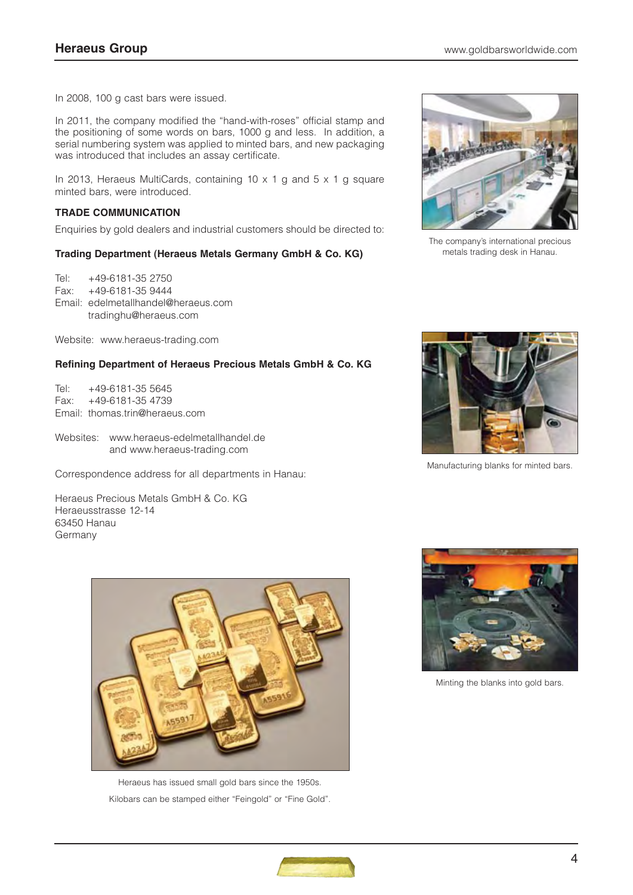In 2008, 100 g cast bars were issued.

In 2011, the company modified the "hand-with-roses" official stamp and the positioning of some words on bars, 1000 g and less. In addition, a serial numbering system was applied to minted bars, and new packaging was introduced that includes an assay certificate.

In 2013, Heraeus MultiCards, containing 10 x 1 g and 5 x 1 g square minted bars, were introduced.

### TRADE COMMUNICATION

Enquiries by gold dealers and industrial customers should be directed to:

**Trading Department (Heraeus Metals Germany GmbH & Co. KG)**

Tel: +49-6181-35 2750
Fax: +49-6181-35 9444
Email: edelmetallhandel@heraeus.com
tradinghu@heraeus.com

Website: www.heraeus-trading.com

**Refining Department of Heraeus Precious Metals GmbH & Co. KG**

Tel: +49-6181-35 5645
Fax: +49-6181-35 4739
Email: thomas.trin@heraeus.com

Websites: www.heraeus-edelmetallhandel.de
and www.heraeus-trading.com

Correspondence address for all departments in Hanau:

Heraeus Precious Metals GmbH & Co. KG
Heraeusstrasse 12-14
63450 Hanau
Germany

The company's international precious metals trading desk in Hanau.

Manufacturing blanks for minted bars.

Minting the blanks into gold bars.

Heraeus has issued small gold bars since the 1950s.

Kilobars can be stamped either "Feingold" or "Fine Gold".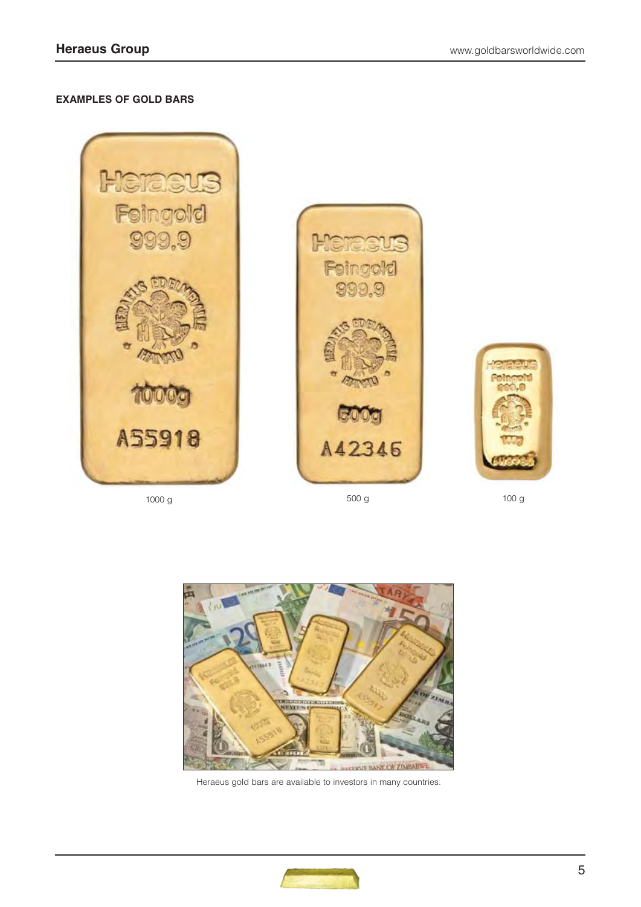**EXAMPLES OF GOLD BARS**

1000 g

500 g

100 g

Heraeus gold bars are available to investors in many countries.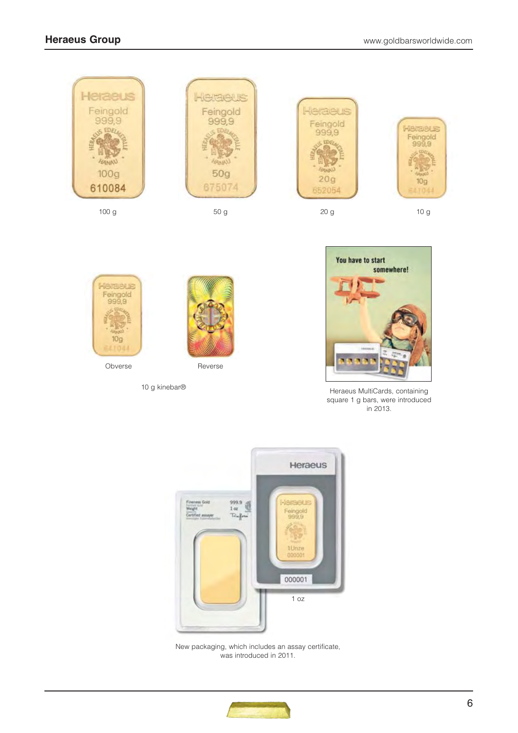100 g

50 g

20 g

10 g

Obverse

Reverse

10 g kinebar®

Heraeus MultiCards, containing square 1 g bars, were introduced in 2013.

1 oz

New packaging, which includes an assay certificate, was introduced in 2011.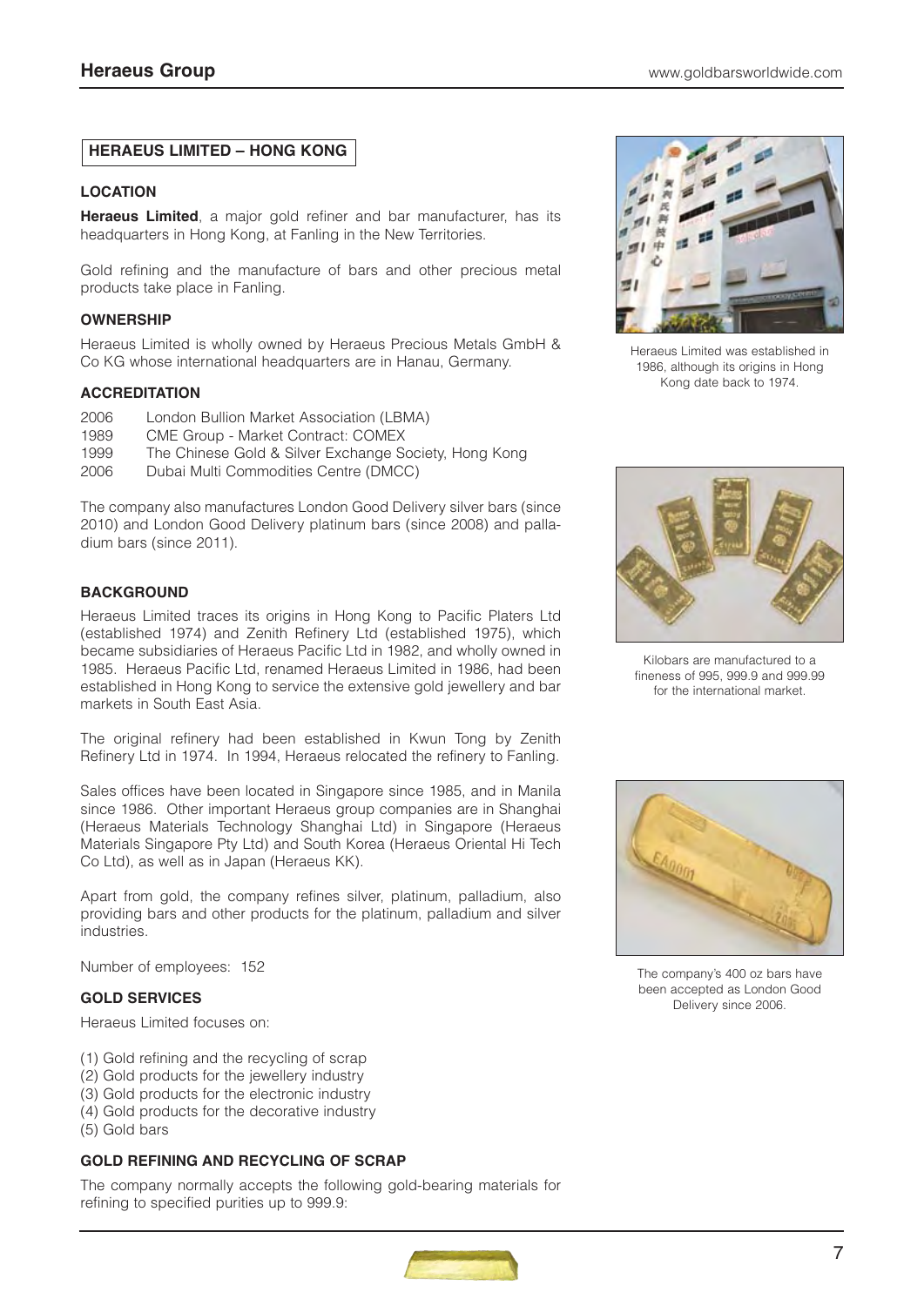## HERAEUS LIMITED – HONG KONG

### LOCATION

**Heraeus Limited**, a major gold refiner and bar manufacturer, has its headquarters in Hong Kong, at Fanling in the New Territories.

Gold refining and the manufacture of bars and other precious metal products take place in Fanling.

### OWNERSHIP

Heraeus Limited is wholly owned by Heraeus Precious Metals GmbH & Co KG whose international headquarters are in Hanau, Germany.

### ACCREDITATION

2006 London Bullion Market Association (LBMA)
1989 CME Group - Market Contract: COMEX
1999 The Chinese Gold & Silver Exchange Society, Hong Kong
2006 Dubai Multi Commodities Centre (DMCC)

The company also manufactures London Good Delivery silver bars (since 2010) and London Good Delivery platinum bars (since 2008) and palladium bars (since 2011).

### BACKGROUND

Heraeus Limited traces its origins in Hong Kong to Pacific Platers Ltd (established 1974) and Zenith Refinery Ltd (established 1975), which became subsidiaries of Heraeus Pacific Ltd in 1982, and wholly owned in 1985. Heraeus Pacific Ltd, renamed Heraeus Limited in 1986, had been established in Hong Kong to service the extensive gold jewellery and bar markets in South East Asia.

The original refinery had been established in Kwun Tong by Zenith Refinery Ltd in 1974. In 1994, Heraeus relocated the refinery to Fanling.

Sales offices have been located in Singapore since 1985, and in Manila since 1986. Other important Heraeus group companies are in Shanghai (Heraeus Materials Technology Shanghai Ltd) in Singapore (Heraeus Materials Singapore Pty Ltd) and South Korea (Heraeus Oriental Hi Tech Co Ltd), as well as in Japan (Heraeus KK).

Apart from gold, the company refines silver, platinum, palladium, also providing bars and other products for the platinum, palladium and silver industries.

Number of employees: 152

### GOLD SERVICES

Heraeus Limited focuses on:

(1) Gold refining and the recycling of scrap
(2) Gold products for the jewellery industry
(3) Gold products for the electronic industry
(4) Gold products for the decorative industry
(5) Gold bars

### GOLD REFINING AND RECYCLING OF SCRAP

The company normally accepts the following gold-bearing materials for refining to specified purities up to 999.9:

Heraeus Limited was established in 1986, although its origins in Hong Kong date back to 1974.

Kilobars are manufactured to a fineness of 995, 999.9 and 999.99 for the international market.

The company's 400 oz bars have been accepted as London Good Delivery since 2006.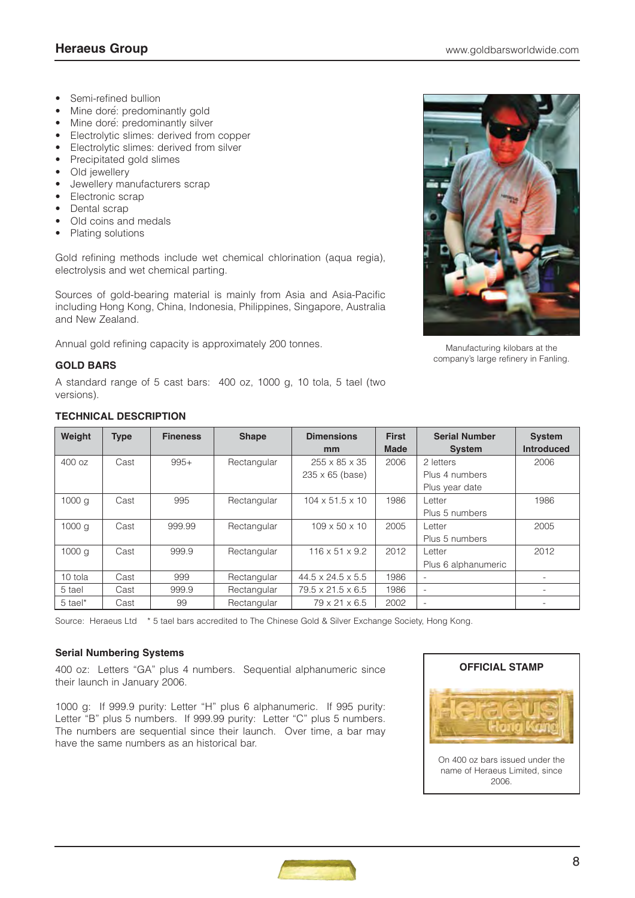- Semi-refined bullion
- Mine doré: predominantly gold
- Mine doré: predominantly silver
- Electrolytic slimes: derived from copper
- Electrolytic slimes: derived from silver
- Precipitated gold slimes
- Old jewellery
- Jewellery manufacturers scrap
- Electronic scrap
- Dental scrap
- Old coins and medals
- Plating solutions

Gold refining methods include wet chemical chlorination (aqua regia), electrolysis and wet chemical parting.

Sources of gold-bearing material is mainly from Asia and Asia-Pacific including Hong Kong, China, Indonesia, Philippines, Singapore, Australia and New Zealand.

Annual gold refining capacity is approximately 200 tonnes.

Manufacturing kilobars at the company's large refinery in Fanling.

### GOLD BARS

A standard range of 5 cast bars: 400 oz, 1000 g, 10 tola, 5 tael (two versions).

### TECHNICAL DESCRIPTION

| Weight | Type | Fineness | Shape | Dimensions mm | First Made | Serial Number System | System Introduced |
|---|---|---|---|---|---|---|---|
| 400 oz | Cast | 995+ | Rectangular | 255 x 85 x 35<br>235 x 65 (base) | 2006 | 2 letters<br>Plus 4 numbers<br>Plus year date | 2006 |
| 1000 g | Cast | 995 | Rectangular | 104 x 51.5 x 10 | 1986 | Letter<br>Plus 5 numbers | 1986 |
| 1000 g | Cast | 999.99 | Rectangular | 109 x 50 x 10 | 2005 | Letter<br>Plus 5 numbers | 2005 |
| 1000 g | Cast | 999.9 | Rectangular | 116 x 51 x 9.2 | 2012 | Letter<br>Plus 6 alphanumeric | 2012 |
| 10 tola | Cast | 999 | Rectangular | 44.5 x 24.5 x 5.5 | 1986 | - | - |
| 5 tael | Cast | 999.9 | Rectangular | 79.5 x 21.5 x 6.5 | 1986 | - | - |
| 5 tael* | Cast | 99 | Rectangular | 79 x 21 x 6.5 | 2002 | - | - |

Source: Heraeus Ltd * 5 tael bars accredited to The Chinese Gold & Silver Exchange Society, Hong Kong.

#### Serial Numbering Systems

400 oz: Letters "GA" plus 4 numbers. Sequential alphanumeric since their launch in January 2006.

1000 g: If 999.9 purity: Letter "H" plus 6 alphanumeric. If 995 purity: Letter "B" plus 5 numbers. If 999.99 purity: Letter "C" plus 5 numbers. The numbers are sequential since their launch. Over time, a bar may have the same numbers as an historical bar.

**OFFICIAL STAMP**

On 400 oz bars issued under the name of Heraeus Limited, since 2006.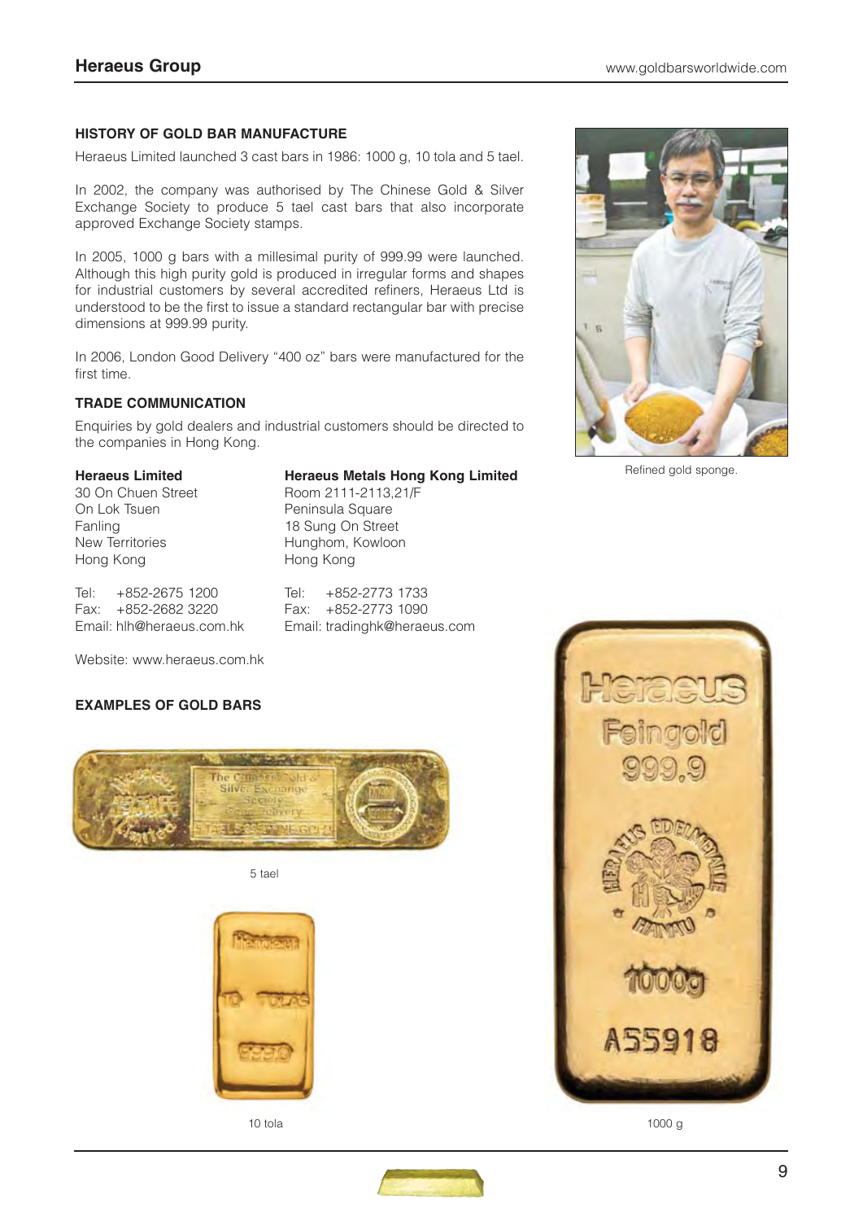## HISTORY OF GOLD BAR MANUFACTURE

Heraeus Limited launched 3 cast bars in 1986: 1000 g, 10 tola and 5 tael.

In 2002, the company was authorised by The Chinese Gold & Silver Exchange Society to produce 5 tael cast bars that also incorporate approved Exchange Society stamps.

In 2005, 1000 g bars with a millesimal purity of 999.99 were launched. Although this high purity gold is produced in irregular forms and shapes for industrial customers by several accredited refiners, Heraeus Ltd is understood to be the first to issue a standard rectangular bar with precise dimensions at 999.99 purity.

In 2006, London Good Delivery "400 oz" bars were manufactured for the first time.

## TRADE COMMUNICATION

Enquiries by gold dealers and industrial customers should be directed to the companies in Hong Kong.

**Heraeus Limited**
30 On Chuen Street
On Lok Tsuen
Fanling
New Territories
Hong Kong

Tel: +852-2675 1200
Fax: +852-2682 3220
Email: hlh@heraeus.com.hk

**Heraeus Metals Hong Kong Limited**
Room 2111-2113,21/F
Peninsula Square
18 Sung On Street
Hunghom, Kowloon
Hong Kong

Tel: +852-2773 1733
Fax: +852-2773 1090
Email: tradinghk@heraeus.com

Website: www.heraeus.com.hk

Refined gold sponge.

## EXAMPLES OF GOLD BARS

5 tael

10 tola

1000 g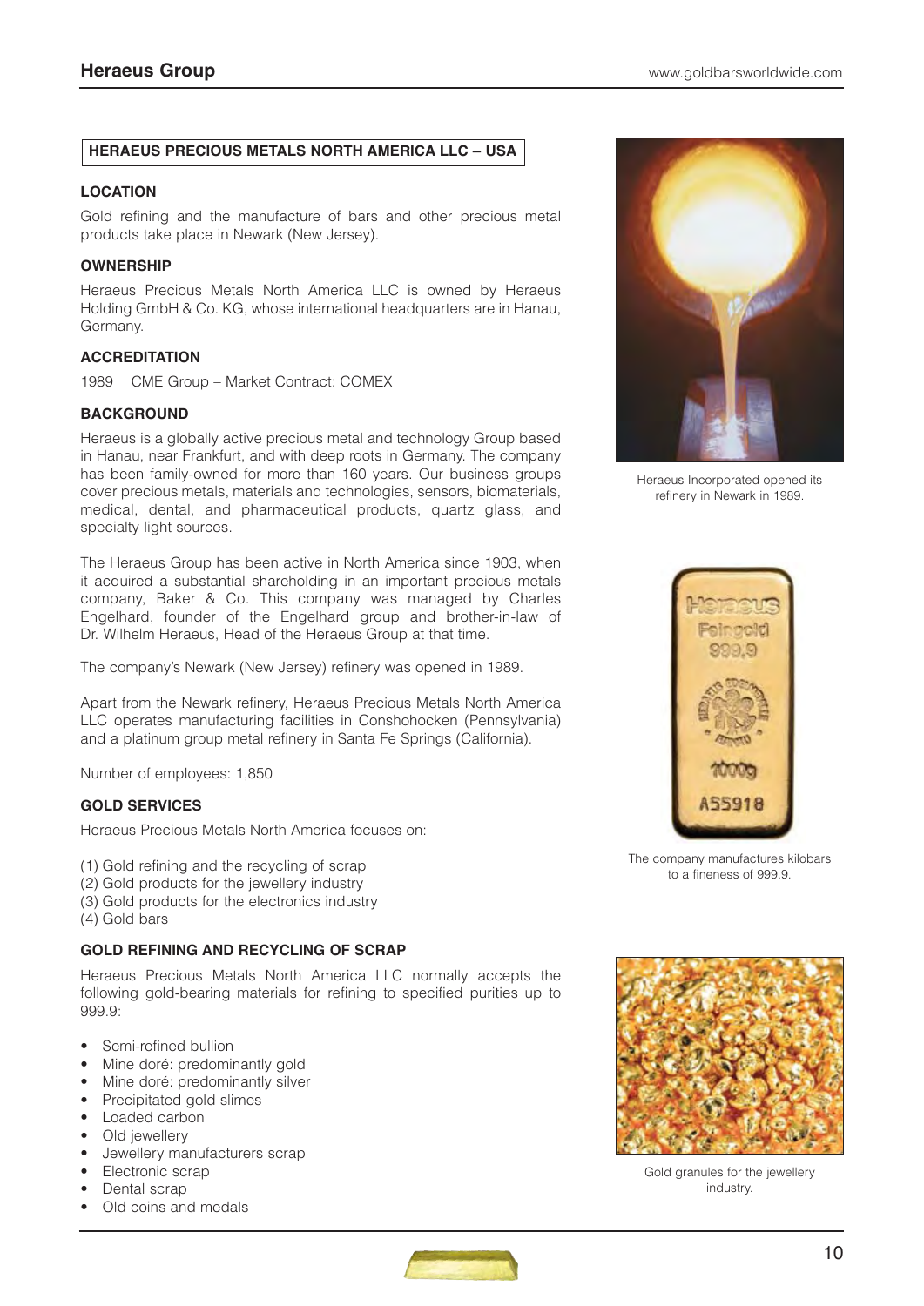## HERAEUS PRECIOUS METALS NORTH AMERICA LLC – USA

### LOCATION

Gold refining and the manufacture of bars and other precious metal products take place in Newark (New Jersey).

### OWNERSHIP

Heraeus Precious Metals North America LLC is owned by Heraeus Holding GmbH & Co. KG, whose international headquarters are in Hanau, Germany.

### ACCREDITATION

1989 CME Group – Market Contract: COMEX

### BACKGROUND

Heraeus is a globally active precious metal and technology Group based in Hanau, near Frankfurt, and with deep roots in Germany. The company has been family-owned for more than 160 years. Our business groups cover precious metals, materials and technologies, sensors, biomaterials, medical, dental, and pharmaceutical products, quartz glass, and specialty light sources.

The Heraeus Group has been active in North America since 1903, when it acquired a substantial shareholding in an important precious metals company, Baker & Co. This company was managed by Charles Engelhard, founder of the Engelhard group and brother-in-law of Dr. Wilhelm Heraeus, Head of the Heraeus Group at that time.

The company's Newark (New Jersey) refinery was opened in 1989.

Apart from the Newark refinery, Heraeus Precious Metals North America LLC operates manufacturing facilities in Conshohocken (Pennsylvania) and a platinum group metal refinery in Santa Fe Springs (California).

Number of employees: 1,850

### GOLD SERVICES

Heraeus Precious Metals North America focuses on:

(1) Gold refining and the recycling of scrap
(2) Gold products for the jewellery industry
(3) Gold products for the electronics industry
(4) Gold bars

### GOLD REFINING AND RECYCLING OF SCRAP

Heraeus Precious Metals North America LLC normally accepts the following gold-bearing materials for refining to specified purities up to 999.9:

- Semi-refined bullion
- Mine doré: predominantly gold
- Mine doré: predominantly silver
- Precipitated gold slimes
- Loaded carbon
- Old jewellery
- Jewellery manufacturers scrap
- Electronic scrap
- Dental scrap
- Old coins and medals

Heraeus Incorporated opened its refinery in Newark in 1989.

The company manufactures kilobars to a fineness of 999.9.

Gold granules for the jewellery industry.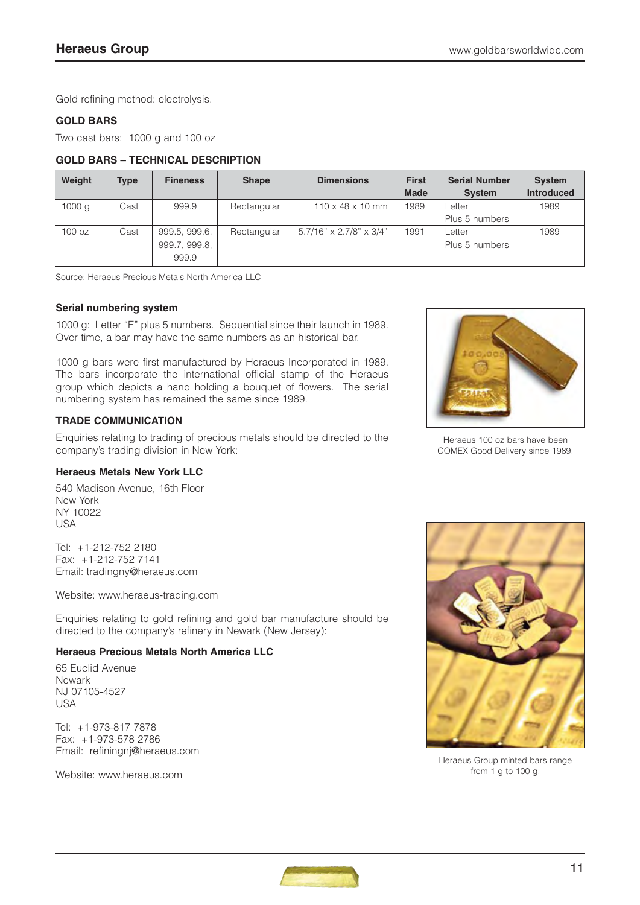Gold refining method: electrolysis.

## GOLD BARS

Two cast bars: 1000 g and 100 oz

## GOLD BARS – TECHNICAL DESCRIPTION

| Weight | Type | Fineness | Shape | Dimensions | First Made | Serial Number System | System Introduced |
|---|---|---|---|---|---|---|---|
| 1000 g | Cast | 999.9 | Rectangular | 110 x 48 x 10 mm | 1989 | Letter Plus 5 numbers | 1989 |
| 100 oz | Cast | 999.5, 999.6, 999.7, 999.8, 999.9 | Rectangular | 5.7/16" x 2.7/8" x 3/4" | 1991 | Letter Plus 5 numbers | 1989 |

Source: Heraeus Precious Metals North America LLC

### Serial numbering system

1000 g: Letter "E" plus 5 numbers. Sequential since their launch in 1989. Over time, a bar may have the same numbers as an historical bar.

1000 g bars were first manufactured by Heraeus Incorporated in 1989. The bars incorporate the international official stamp of the Heraeus group which depicts a hand holding a bouquet of flowers. The serial numbering system has remained the same since 1989.

Heraeus 100 oz bars have been COMEX Good Delivery since 1989.

## TRADE COMMUNICATION

Enquiries relating to trading of precious metals should be directed to the company's trading division in New York:

### Heraeus Metals New York LLC

540 Madison Avenue, 16th Floor
New York
NY 10022
USA

Tel: +1-212-752 2180
Fax: +1-212-752 7141
Email: tradingny@heraeus.com

Website: www.heraeus-trading.com

Enquiries relating to gold refining and gold bar manufacture should be directed to the company's refinery in Newark (New Jersey):

### Heraeus Precious Metals North America LLC

65 Euclid Avenue
Newark
NJ 07105-4527
USA

Tel: +1-973-817 7878
Fax: +1-973-578 2786
Email: refiningnj@heraeus.com

Website: www.heraeus.com

Heraeus Group minted bars range from 1 g to 100 g.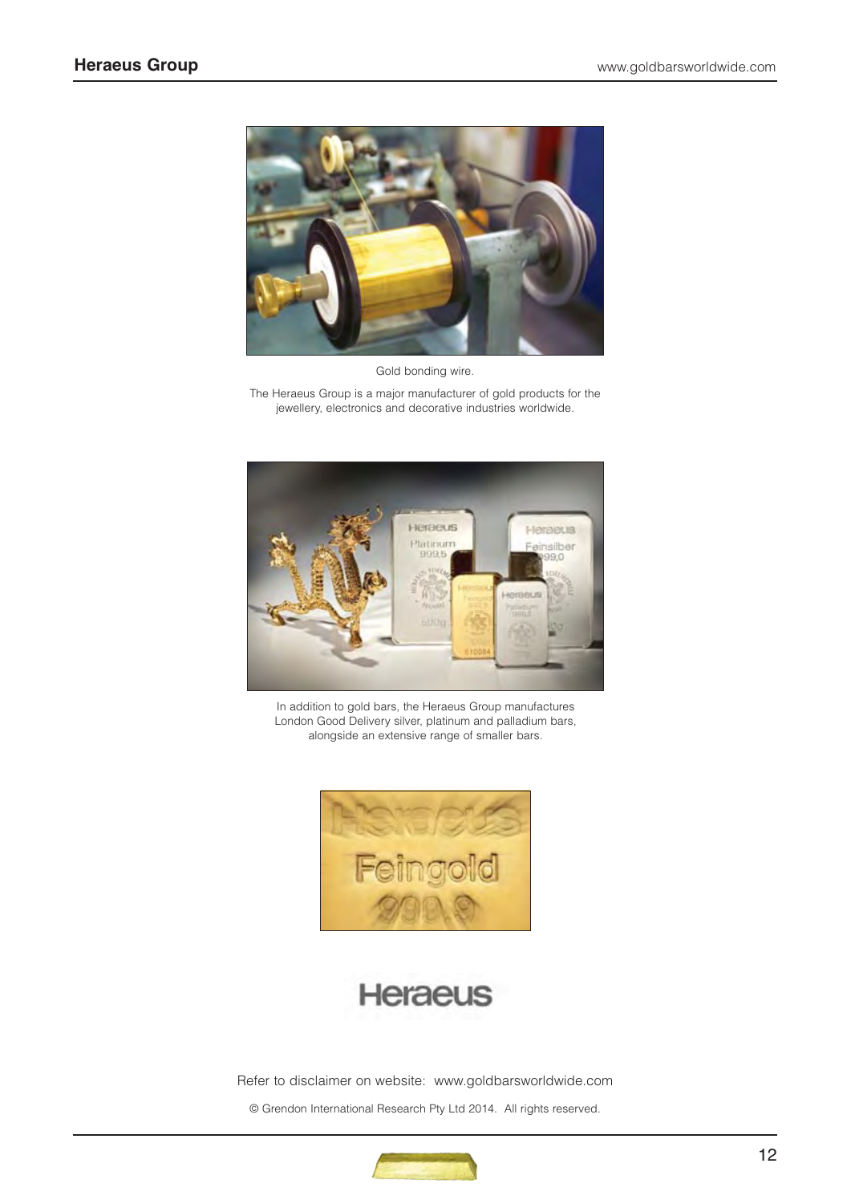Gold bonding wire.

The Heraeus Group is a major manufacturer of gold products for the jewellery, electronics and decorative industries worldwide.

In addition to gold bars, the Heraeus Group manufactures London Good Delivery silver, platinum and palladium bars, alongside an extensive range of smaller bars.

Refer to disclaimer on website: www.goldbarsworldwide.com

© Grendon International Research Pty Ltd 2014. All rights reserved.